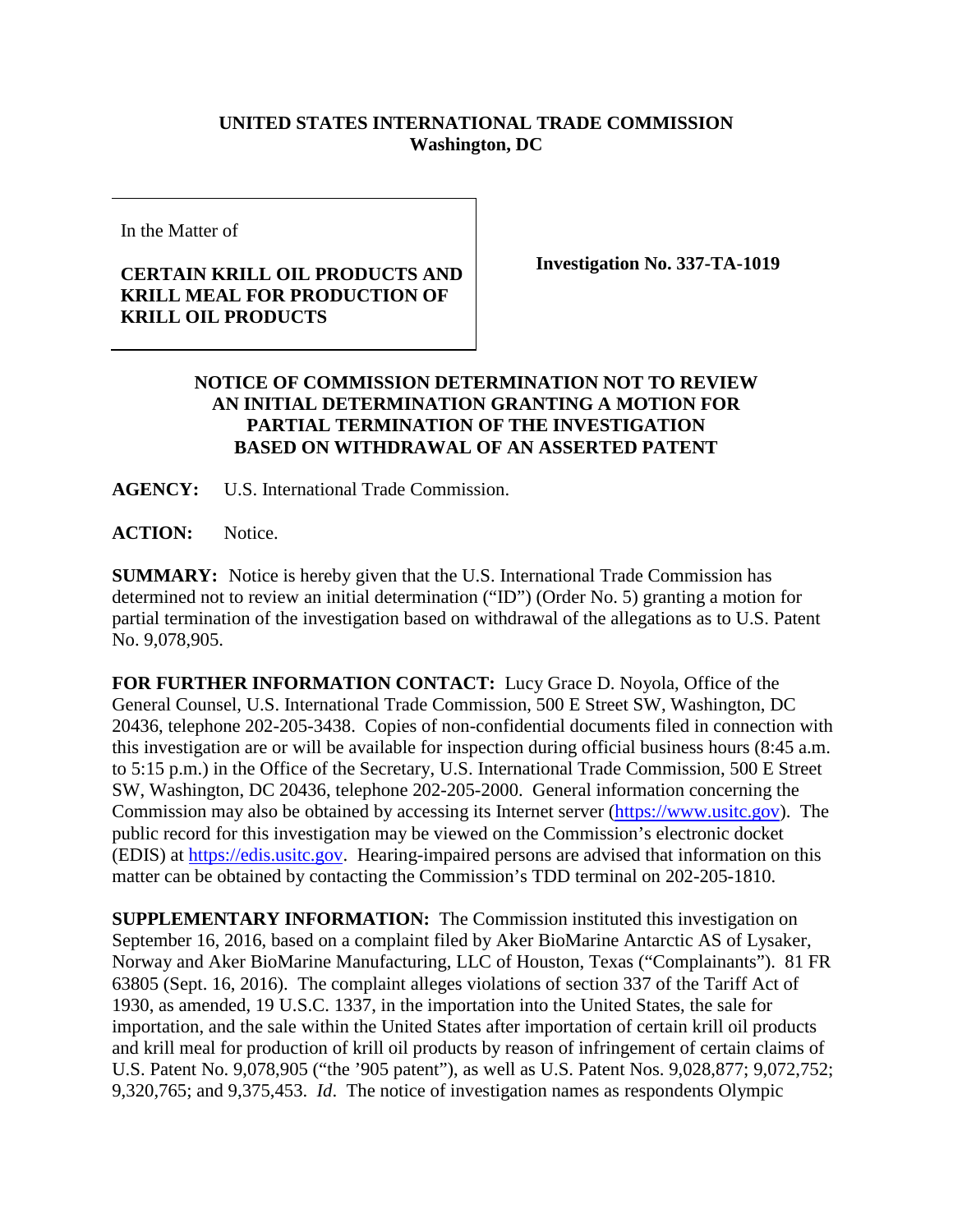**UNITED STATES INTERNATIONAL TRADE COMMISSION**
**Washington, DC**

In the Matter of

**CERTAIN KRILL OIL PRODUCTS AND KRILL MEAL FOR PRODUCTION OF KRILL OIL PRODUCTS**

**Investigation No. 337-TA-1019**

**NOTICE OF COMMISSION DETERMINATION NOT TO REVIEW AN INITIAL DETERMINATION GRANTING A MOTION FOR PARTIAL TERMINATION OF THE INVESTIGATION BASED ON WITHDRAWAL OF AN ASSERTED PATENT**

**AGENCY:** U.S. International Trade Commission.

**ACTION:** Notice.

**SUMMARY:** Notice is hereby given that the U.S. International Trade Commission has determined not to review an initial determination ("ID") (Order No. 5) granting a motion for partial termination of the investigation based on withdrawal of the allegations as to U.S. Patent No. 9,078,905.

**FOR FURTHER INFORMATION CONTACT:** Lucy Grace D. Noyola, Office of the General Counsel, U.S. International Trade Commission, 500 E Street SW, Washington, DC 20436, telephone 202-205-3438. Copies of non-confidential documents filed in connection with this investigation are or will be available for inspection during official business hours (8:45 a.m. to 5:15 p.m.) in the Office of the Secretary, U.S. International Trade Commission, 500 E Street SW, Washington, DC 20436, telephone 202-205-2000. General information concerning the Commission may also be obtained by accessing its Internet server (https://www.usitc.gov). The public record for this investigation may be viewed on the Commission's electronic docket (EDIS) at https://edis.usitc.gov. Hearing-impaired persons are advised that information on this matter can be obtained by contacting the Commission's TDD terminal on 202-205-1810.

**SUPPLEMENTARY INFORMATION:** The Commission instituted this investigation on September 16, 2016, based on a complaint filed by Aker BioMarine Antarctic AS of Lysaker, Norway and Aker BioMarine Manufacturing, LLC of Houston, Texas ("Complainants"). 81 FR 63805 (Sept. 16, 2016). The complaint alleges violations of section 337 of the Tariff Act of 1930, as amended, 19 U.S.C. 1337, in the importation into the United States, the sale for importation, and the sale within the United States after importation of certain krill oil products and krill meal for production of krill oil products by reason of infringement of certain claims of U.S. Patent No. 9,078,905 ("the '905 patent"), as well as U.S. Patent Nos. 9,028,877; 9,072,752; 9,320,765; and 9,375,453. *Id*. The notice of investigation names as respondents Olympic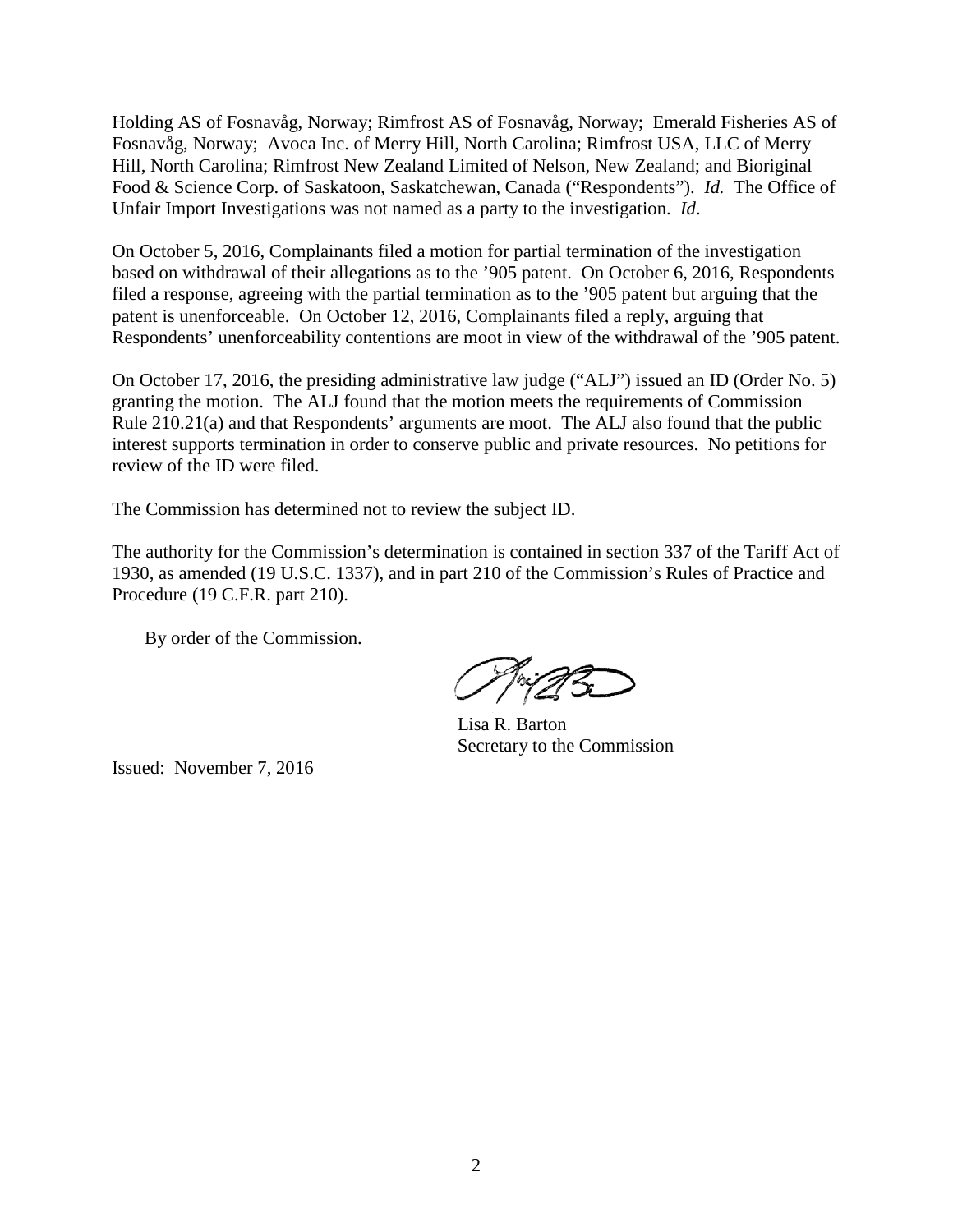Holding AS of Fosnavåg, Norway; Rimfrost AS of Fosnavåg, Norway; Emerald Fisheries AS of Fosnavåg, Norway; Avoca Inc. of Merry Hill, North Carolina; Rimfrost USA, LLC of Merry Hill, North Carolina; Rimfrost New Zealand Limited of Nelson, New Zealand; and Bioriginal Food & Science Corp. of Saskatoon, Saskatchewan, Canada ("Respondents"). *Id.* The Office of Unfair Import Investigations was not named as a party to the investigation. *Id*.

On October 5, 2016, Complainants filed a motion for partial termination of the investigation based on withdrawal of their allegations as to the '905 patent. On October 6, 2016, Respondents filed a response, agreeing with the partial termination as to the '905 patent but arguing that the patent is unenforceable. On October 12, 2016, Complainants filed a reply, arguing that Respondents' unenforceability contentions are moot in view of the withdrawal of the '905 patent.

On October 17, 2016, the presiding administrative law judge ("ALJ") issued an ID (Order No. 5) granting the motion. The ALJ found that the motion meets the requirements of Commission Rule 210.21(a) and that Respondents' arguments are moot. The ALJ also found that the public interest supports termination in order to conserve public and private resources. No petitions for review of the ID were filed.

The Commission has determined not to review the subject ID.

The authority for the Commission's determination is contained in section 337 of the Tariff Act of 1930, as amended (19 U.S.C. 1337), and in part 210 of the Commission's Rules of Practice and Procedure (19 C.F.R. part 210).

By order of the Commission.

Lisa R. Barton
Secretary to the Commission

Issued: November 7, 2016